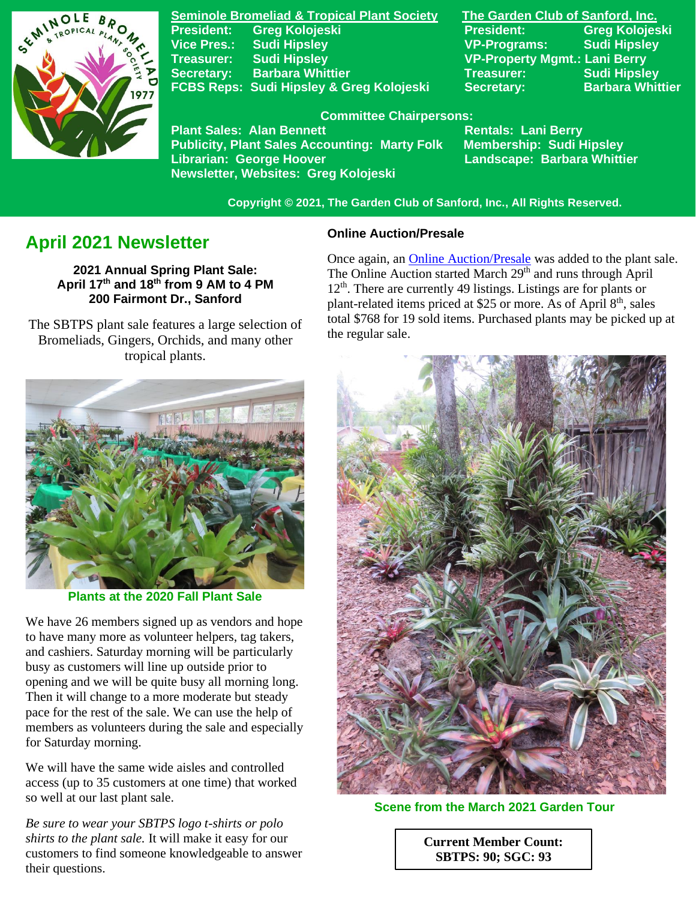**Seminole Bromeliad & Tropical Plant Society**
President: Greg Kolojeski
Vice Pres.: Sudi Hipsley
Treasurer: Sudi Hipsley
Secretary: Barbara Whittier
FCBS Reps: Sudi Hipsley & Greg Kolojeski

**The Garden Club of Sanford, Inc.**
President: Greg Kolojeski
VP-Programs: Sudi Hipsley
VP-Property Mgmt.: Lani Berry
Treasurer: Sudi Hipsley
Secretary: Barbara Whittier

**Committee Chairpersons:**
Plant Sales: Alan Bennett
Publicity, Plant Sales Accounting: Marty Folk
Librarian: George Hoover
Newsletter, Websites: Greg Kolojeski
Rentals: Lani Berry
Membership: Sudi Hipsley
Landscape: Barbara Whittier

Copyright © 2021, The Garden Club of Sanford, Inc., All Rights Reserved.

# April 2021 Newsletter

**2021 Annual Spring Plant Sale:**
**April 17th and 18th from 9 AM to 4 PM**
**200 Fairmont Dr., Sanford**

The SBTPS plant sale features a large selection of Bromeliads, Gingers, Orchids, and many other tropical plants.

Plants at the 2020 Fall Plant Sale

We have 26 members signed up as vendors and hope to have many more as volunteer helpers, tag takers, and cashiers. Saturday morning will be particularly busy as customers will line up outside prior to opening and we will be quite busy all morning long. Then it will change to a more moderate but steady pace for the rest of the sale. We can use the help of members as volunteers during the sale and especially for Saturday morning.

We will have the same wide aisles and controlled access (up to 35 customers at one time) that worked so well at our last plant sale.

*Be sure to wear your SBTPS logo t-shirts or polo shirts to the plant sale.* It will make it easy for our customers to find someone knowledgeable to answer their questions.

### Online Auction/Presale

Once again, an Online Auction/Presale was added to the plant sale. The Online Auction started March 29th and runs through April 12th. There are currently 49 listings. Listings are for plants or plant-related items priced at $25 or more. As of April 8th, sales total $768 for 19 sold items. Purchased plants may be picked up at the regular sale.

Scene from the March 2021 Garden Tour

**Current Member Count:**
**SBTPS: 90; SGC: 93**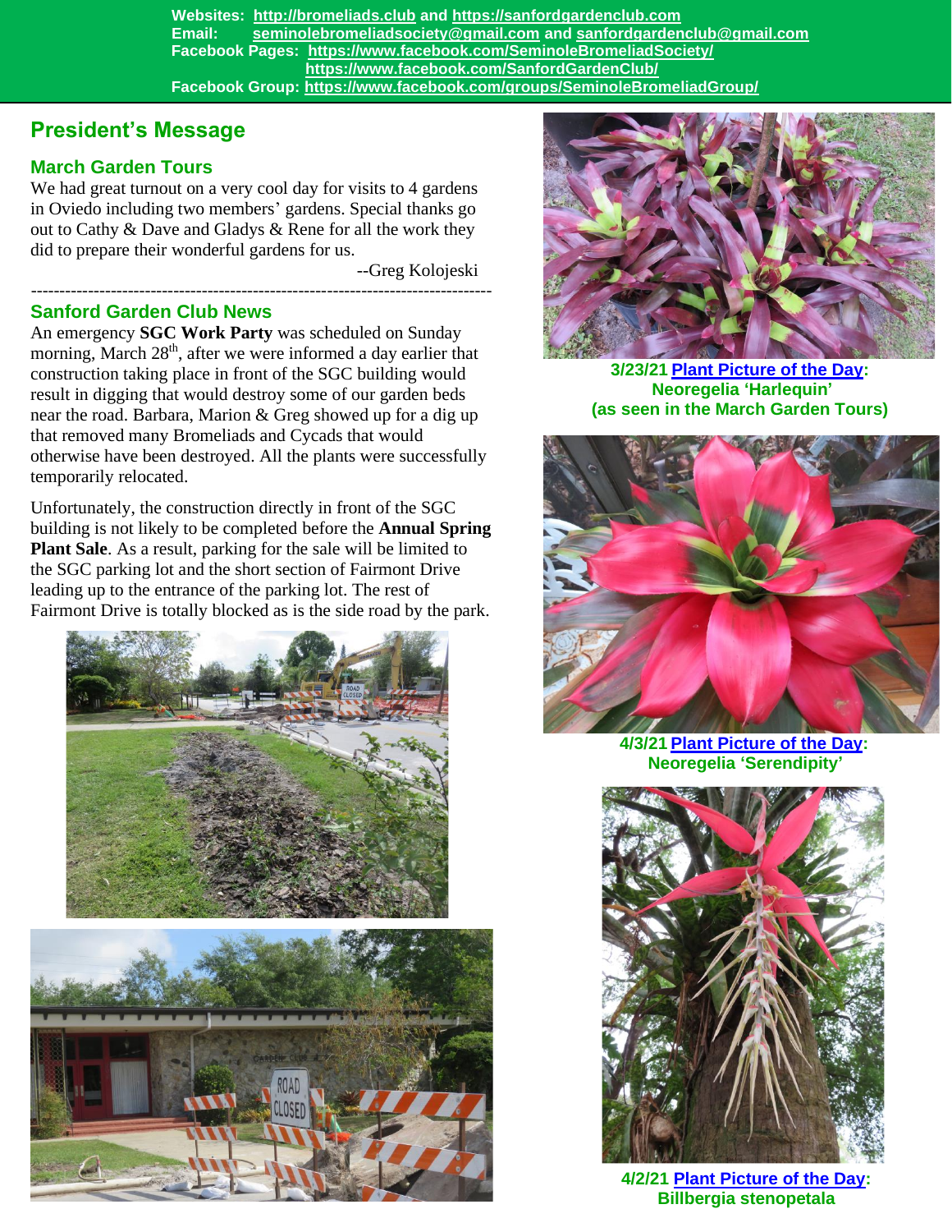**Websites:** http://bromeliads.club and https://sanfordgardenclub.com
**Email:** seminolebromeliadsociety@gmail.com and sanfordgardenclub@gmail.com
**Facebook Pages:** https://www.facebook.com/SeminoleBromeliadSociety/
https://www.facebook.com/SanfordGardenClub/
**Facebook Group:** https://www.facebook.com/groups/SeminoleBromeliadGroup/

## President's Message

### March Garden Tours

We had great turnout on a very cool day for visits to 4 gardens in Oviedo including two members' gardens. Special thanks go out to Cathy & Dave and Gladys & Rene for all the work they did to prepare their wonderful gardens for us.

--Greg Kolojeski

---

### Sanford Garden Club News

An emergency **SGC Work Party** was scheduled on Sunday morning, March 28th, after we were informed a day earlier that construction taking place in front of the SGC building would result in digging that would destroy some of our garden beds near the road. Barbara, Marion & Greg showed up for a dig up that removed many Bromeliads and Cycads that would otherwise have been destroyed. All the plants were successfully temporarily relocated.

Unfortunately, the construction directly in front of the SGC building is not likely to be completed before the **Annual Spring Plant Sale**. As a result, parking for the sale will be limited to the SGC parking lot and the short section of Fairmont Drive leading up to the entrance of the parking lot. The rest of Fairmont Drive is totally blocked as is the side road by the park.

**3/23/21 Plant Picture of the Day: Neoregelia 'Harlequin' (as seen in the March Garden Tours)**

**4/3/21 Plant Picture of the Day: Neoregelia 'Serendipity'**

**4/2/21 Plant Picture of the Day: Billbergia stenopetala**